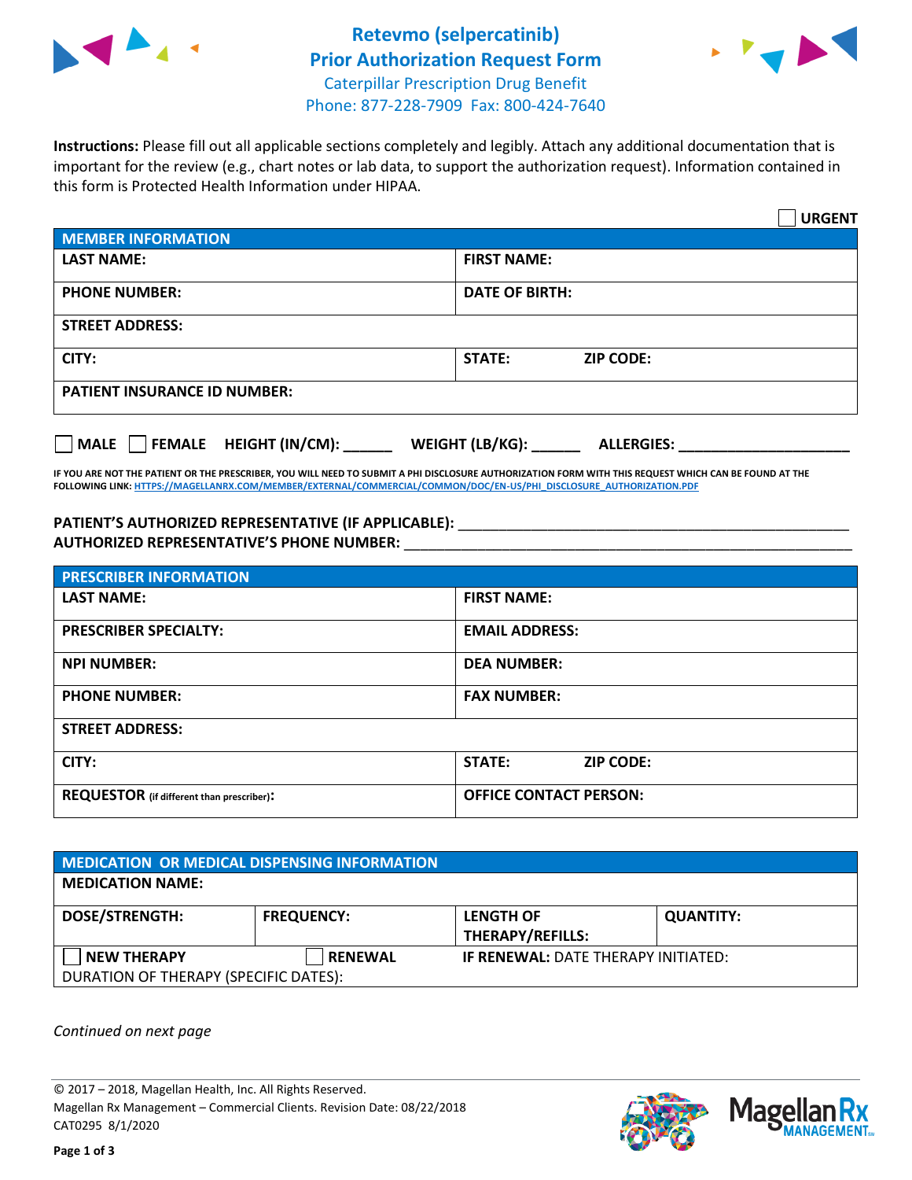# Retevmo (selpercatinib) Prior Authorization Request Form

Caterpillar Prescription Drug Benefit
Phone: 877-228-7909 Fax: 800-424-7640

**Instructions:** Please fill out all applicable sections completely and legibly. Attach any additional documentation that is important for the review (e.g., chart notes or lab data, to support the authorization request). Information contained in this form is Protected Health Information under HIPAA.

☐ **URGENT**

| MEMBER INFORMATION | |
|---|---|
| **LAST NAME:** | **FIRST NAME:** |
| **PHONE NUMBER:** | **DATE OF BIRTH:** |
| **STREET ADDRESS:** | |
| **CITY:** | **STATE:** **ZIP CODE:** |
| **PATIENT INSURANCE ID NUMBER:** | |

☐ **MALE** ☐ **FEMALE** **HEIGHT (IN/CM):** ______ **WEIGHT (LB/KG):** ______ **ALLERGIES:** ____________________

**IF YOU ARE NOT THE PATIENT OR THE PRESCRIBER, YOU WILL NEED TO SUBMIT A PHI DISCLOSURE AUTHORIZATION FORM WITH THIS REQUEST WHICH CAN BE FOUND AT THE FOLLOWING LINK: HTTPS://MAGELLANRX.COM/MEMBER/EXTERNAL/COMMERCIAL/COMMON/DOC/EN-US/PHI_DISCLOSURE_AUTHORIZATION.PDF**

**PATIENT'S AUTHORIZED REPRESENTATIVE (IF APPLICABLE):** ____________________________________________

**AUTHORIZED REPRESENTATIVE'S PHONE NUMBER:** ____________________________________________

| PRESCRIBER INFORMATION | |
|---|---|
| **LAST NAME:** | **FIRST NAME:** |
| **PRESCRIBER SPECIALTY:** | **EMAIL ADDRESS:** |
| **NPI NUMBER:** | **DEA NUMBER:** |
| **PHONE NUMBER:** | **FAX NUMBER:** |
| **STREET ADDRESS:** | |
| **CITY:** | **STATE:** **ZIP CODE:** |
| **REQUESTOR** (if different than prescriber)**:** | **OFFICE CONTACT PERSON:** |

| MEDICATION OR MEDICAL DISPENSING INFORMATION | | | |
|---|---|---|---|
| **MEDICATION NAME:** | | | |
| **DOSE/STRENGTH:** | **FREQUENCY:** | **LENGTH OF THERAPY/REFILLS:** | **QUANTITY:** |
| ☐ **NEW THERAPY** | ☐ **RENEWAL** | **IF RENEWAL:** DATE THERAPY INITIATED: | |
| DURATION OF THERAPY (SPECIFIC DATES): | | | |

*Continued on next page*

© 2017 – 2018, Magellan Health, Inc. All Rights Reserved.
Magellan Rx Management – Commercial Clients. Revision Date: 08/22/2018
CAT0295 8/1/2020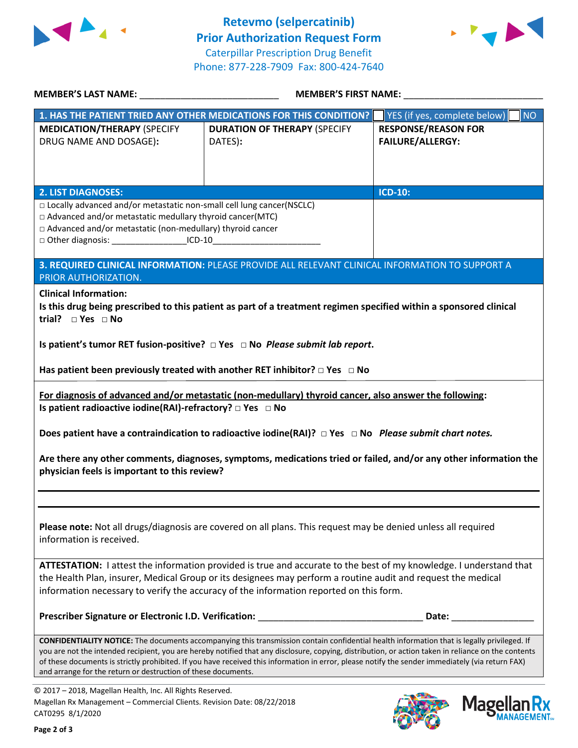# Retevmo (selpercatinib) Prior Authorization Request Form

Caterpillar Prescription Drug Benefit
Phone: 877-228-7909 Fax: 800-424-7640

**MEMBER'S LAST NAME:** ___________________________ **MEMBER'S FIRST NAME:** ___________________________

| **1. HAS THE PATIENT TRIED ANY OTHER MEDICATIONS FOR THIS CONDITION?** | | ☐ YES (if yes, complete below) ☐ NO |
|---|---|---|
| **MEDICATION/THERAPY** (SPECIFY DRUG NAME AND DOSAGE)**:** | **DURATION OF THERAPY** (SPECIFY DATES)**:** | **RESPONSE/REASON FOR FAILURE/ALLERGY:** |
| | | |

| **2. LIST DIAGNOSES:** | **ICD-10:** |
|---|---|
| □ Locally advanced and/or metastatic non-small cell lung cancer(NSCLC)<br>□ Advanced and/or metastatic medullary thyroid cancer(MTC)<br>□ Advanced and/or metastatic (non-medullary) thyroid cancer<br>□ Other diagnosis: _______________ICD-10______________________ | |

**3. REQUIRED CLINICAL INFORMATION:** PLEASE PROVIDE ALL RELEVANT CLINICAL INFORMATION TO SUPPORT A PRIOR AUTHORIZATION.

**Clinical Information:**

**Is this drug being prescribed to this patient as part of a treatment regimen specified within a sponsored clinical trial?** □ **Yes** □ **No**

**Is patient's tumor RET fusion-positive?** □ **Yes** □ **No** ***Please submit lab report*.**

**Has patient been previously treated with another RET inhibitor?** □ **Yes** □ **No**

**For diagnosis of advanced and/or metastatic (non-medullary) thyroid cancer, also answer the following:**

**Is patient radioactive iodine(RAI)-refractory?** □ **Yes** □ **No**

**Does patient have a contraindication to radioactive iodine(RAI)?** □ **Yes** □ **No** ***Please submit chart notes.***

**Are there any other comments, diagnoses, symptoms, medications tried or failed, and/or any other information the physician feels is important to this review?**

_______________________________________________________________________________

_______________________________________________________________________________

**Please note:** Not all drugs/diagnosis are covered on all plans. This request may be denied unless all required information is received.

**ATTESTATION:** I attest the information provided is true and accurate to the best of my knowledge. I understand that the Health Plan, insurer, Medical Group or its designees may perform a routine audit and request the medical information necessary to verify the accuracy of the information reported on this form.

**Prescriber Signature or Electronic I.D. Verification:** ________________________________ **Date:** ________________

**CONFIDENTIALITY NOTICE:** The documents accompanying this transmission contain confidential health information that is legally privileged. If you are not the intended recipient, you are hereby notified that any disclosure, copying, distribution, or action taken in reliance on the contents of these documents is strictly prohibited. If you have received this information in error, please notify the sender immediately (via return FAX) and arrange for the return or destruction of these documents.

© 2017 – 2018, Magellan Health, Inc. All Rights Reserved.
Magellan Rx Management – Commercial Clients. Revision Date: 08/22/2018
CAT0295 8/1/2020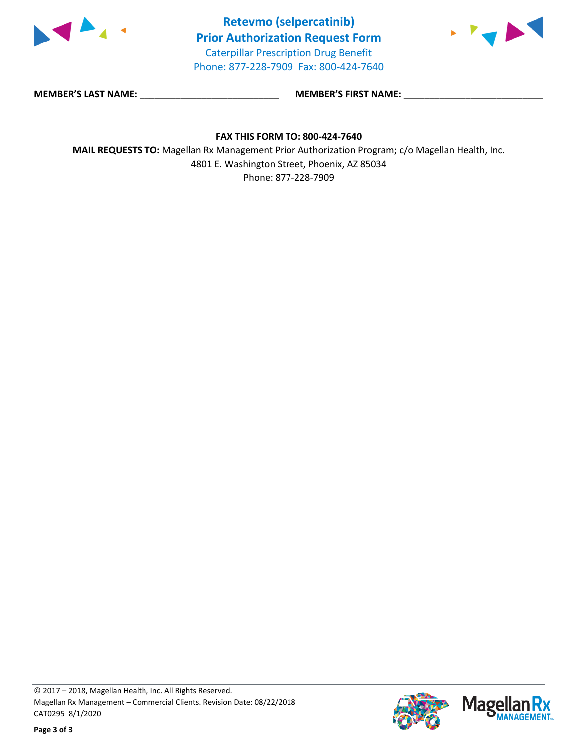**Retevmo (selpercatinib)**
**Prior Authorization Request Form**
Caterpillar Prescription Drug Benefit
Phone: 877-228-7909 Fax: 800-424-7640

**MEMBER'S LAST NAME:** ____________________________ **MEMBER'S FIRST NAME:** ____________________________

**FAX THIS FORM TO: 800-424-7640**

**MAIL REQUESTS TO:** Magellan Rx Management Prior Authorization Program; c/o Magellan Health, Inc.
4801 E. Washington Street, Phoenix, AZ 85034
Phone: 877-228-7909

© 2017 – 2018, Magellan Health, Inc. All Rights Reserved.
Magellan Rx Management – Commercial Clients. Revision Date: 08/22/2018
CAT0295 8/1/2020